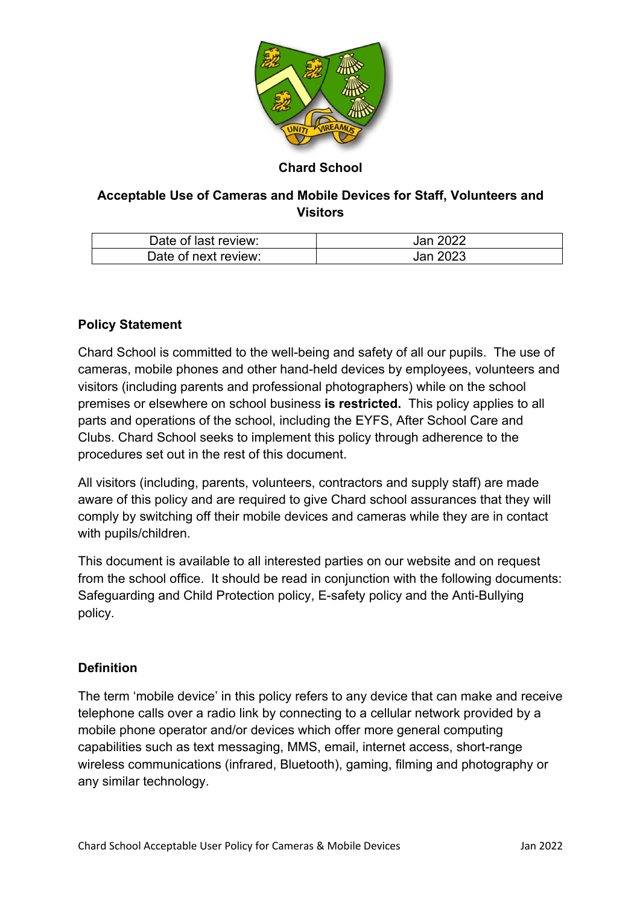# Chard School

## Acceptable Use of Cameras and Mobile Devices for Staff, Volunteers and Visitors

| Date of last review: | Jan 2022 |
|---|---|
| Date of next review: | Jan 2023 |

### Policy Statement

Chard School is committed to the well-being and safety of all our pupils. The use of cameras, mobile phones and other hand-held devices by employees, volunteers and visitors (including parents and professional photographers) while on the school premises or elsewhere on school business **is restricted.** This policy applies to all parts and operations of the school, including the EYFS, After School Care and Clubs. Chard School seeks to implement this policy through adherence to the procedures set out in the rest of this document.

All visitors (including, parents, volunteers, contractors and supply staff) are made aware of this policy and are required to give Chard school assurances that they will comply by switching off their mobile devices and cameras while they are in contact with pupils/children.

This document is available to all interested parties on our website and on request from the school office. It should be read in conjunction with the following documents: Safeguarding and Child Protection policy, E-safety policy and the Anti-Bullying policy.

### Definition

The term 'mobile device' in this policy refers to any device that can make and receive telephone calls over a radio link by connecting to a cellular network provided by a mobile phone operator and/or devices which offer more general computing capabilities such as text messaging, MMS, email, internet access, short-range wireless communications (infrared, Bluetooth), gaming, filming and photography or any similar technology.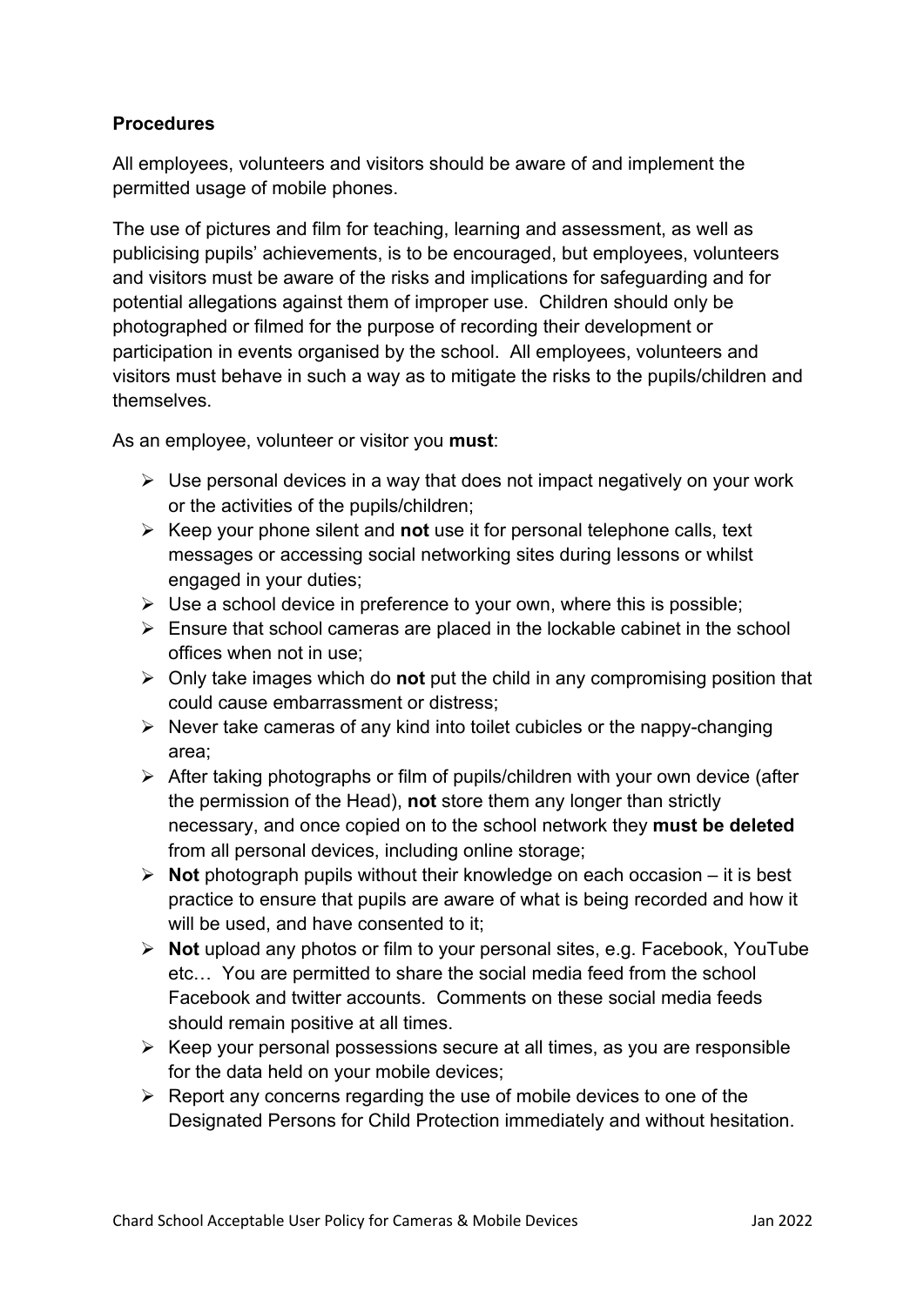**Procedures**

All employees, volunteers and visitors should be aware of and implement the permitted usage of mobile phones.

The use of pictures and film for teaching, learning and assessment, as well as publicising pupils' achievements, is to be encouraged, but employees, volunteers and visitors must be aware of the risks and implications for safeguarding and for potential allegations against them of improper use. Children should only be photographed or filmed for the purpose of recording their development or participation in events organised by the school. All employees, volunteers and visitors must behave in such a way as to mitigate the risks to the pupils/children and themselves.

As an employee, volunteer or visitor you **must**:

- Use personal devices in a way that does not impact negatively on your work or the activities of the pupils/children;
- Keep your phone silent and **not** use it for personal telephone calls, text messages or accessing social networking sites during lessons or whilst engaged in your duties;
- Use a school device in preference to your own, where this is possible;
- Ensure that school cameras are placed in the lockable cabinet in the school offices when not in use;
- Only take images which do **not** put the child in any compromising position that could cause embarrassment or distress;
- Never take cameras of any kind into toilet cubicles or the nappy-changing area;
- After taking photographs or film of pupils/children with your own device (after the permission of the Head), **not** store them any longer than strictly necessary, and once copied on to the school network they **must be deleted** from all personal devices, including online storage;
- **Not** photograph pupils without their knowledge on each occasion – it is best practice to ensure that pupils are aware of what is being recorded and how it will be used, and have consented to it;
- **Not** upload any photos or film to your personal sites, e.g. Facebook, YouTube etc… You are permitted to share the social media feed from the school Facebook and twitter accounts. Comments on these social media feeds should remain positive at all times.
- Keep your personal possessions secure at all times, as you are responsible for the data held on your mobile devices;
- Report any concerns regarding the use of mobile devices to one of the Designated Persons for Child Protection immediately and without hesitation.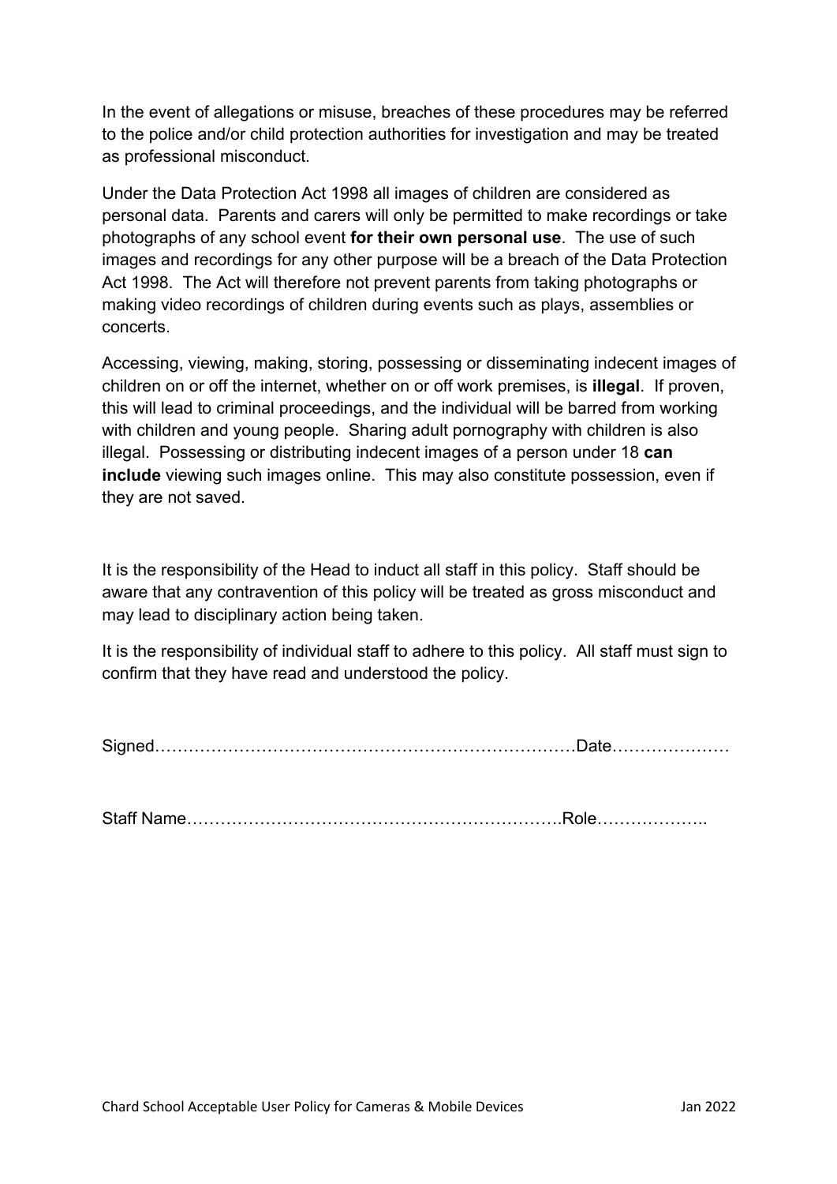In the event of allegations or misuse, breaches of these procedures may be referred to the police and/or child protection authorities for investigation and may be treated as professional misconduct.

Under the Data Protection Act 1998 all images of children are considered as personal data. Parents and carers will only be permitted to make recordings or take photographs of any school event **for their own personal use**. The use of such images and recordings for any other purpose will be a breach of the Data Protection Act 1998. The Act will therefore not prevent parents from taking photographs or making video recordings of children during events such as plays, assemblies or concerts.

Accessing, viewing, making, storing, possessing or disseminating indecent images of children on or off the internet, whether on or off work premises, is **illegal**. If proven, this will lead to criminal proceedings, and the individual will be barred from working with children and young people. Sharing adult pornography with children is also illegal. Possessing or distributing indecent images of a person under 18 **can include** viewing such images online. This may also constitute possession, even if they are not saved.

It is the responsibility of the Head to induct all staff in this policy. Staff should be aware that any contravention of this policy will be treated as gross misconduct and may lead to disciplinary action being taken.

It is the responsibility of individual staff to adhere to this policy. All staff must sign to confirm that they have read and understood the policy.

Signed…………………………………………………………………Date…………………

Staff Name……………………………………………………….Role………………..